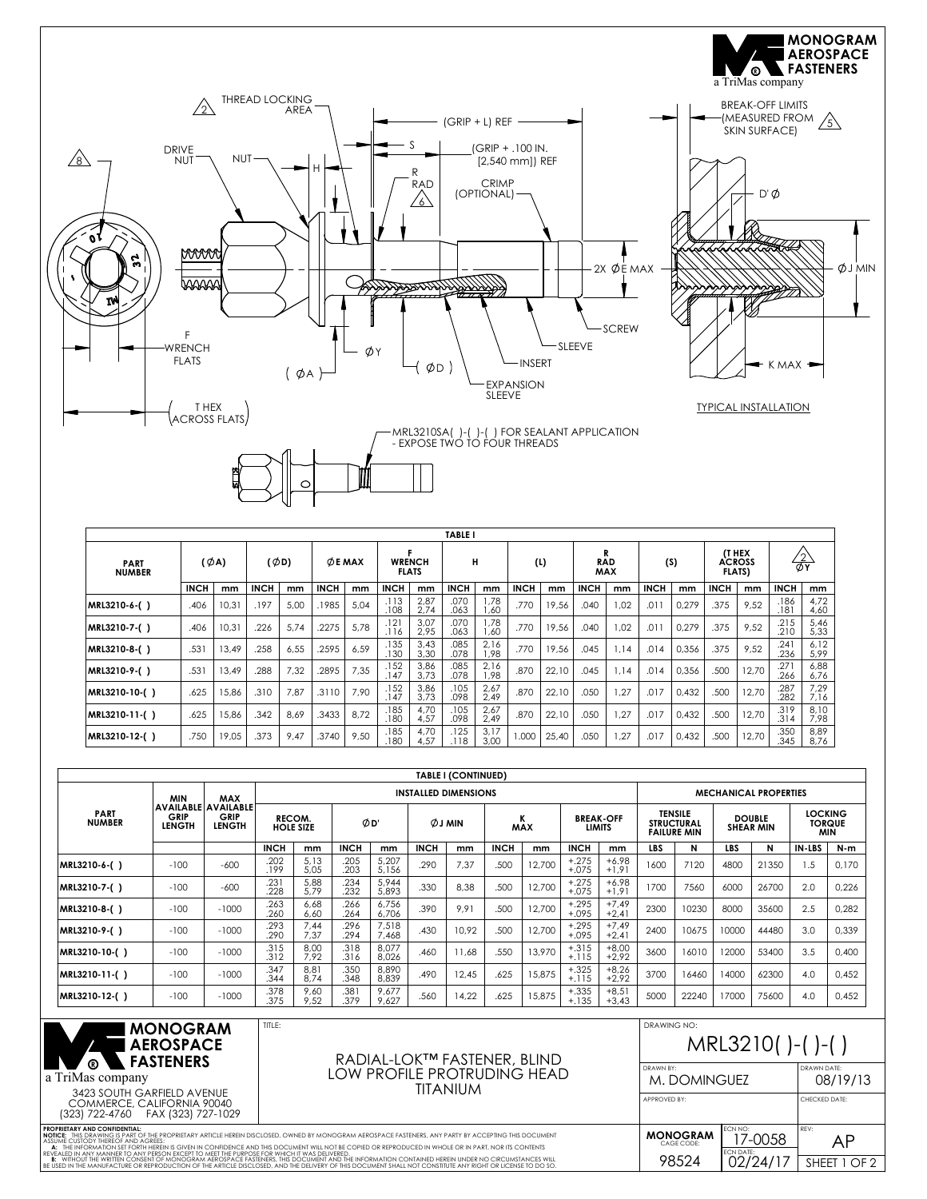MONOGRAM AEROSPACE FASTENERS
a TriMas company

THREAD LOCKING AREA (2)

DRIVE NUT (8)

NUT

H

S

(GRIP + L) REF

(GRIP + .100 IN. [2,540 mm]) REF

R RAD (6)

CRIMP (OPTIONAL)

2X ∅E MAX

SCREW

SLEEVE

INSERT

EXPANSION SLEEVE

F WRENCH FLATS

∅Y

(∅A)

(∅D)

T HEX (ACROSS FLATS)

MRL3210SA( )-( )-( ) FOR SEALANT APPLICATION - EXPOSE TWO TO FOUR THREADS

BREAK-OFF LIMITS (MEASURED FROM SKIN SURFACE) (5)

D' ∅

∅J MIN

K MAX

TYPICAL INSTALLATION

**TABLE I**

| PART NUMBER | (∅A) | | (∅D) | | ∅E MAX | | F WRENCH FLATS | | H | | (L) | | R RAD MAX | | (S) | | (T HEX ACROSS FLATS) | | (2) ∅Y | |
|---|---|---|---|---|---|---|---|---|---|---|---|---|---|---|---|---|---|---|---|---|
| | INCH | mm | INCH | mm | INCH | mm | INCH | mm | INCH | mm | INCH | mm | INCH | mm | INCH | mm | INCH | mm | INCH | mm |
| MRL3210-6-( ) | .406 | 10,31 | .197 | 5,00 | .1985 | 5,04 | .113 .108 | 2,87 2,74 | .070 .063 | 1,78 1,60 | .770 | 19,56 | .040 | 1,02 | .011 | 0,279 | .375 | 9,52 | .186 .181 | 4,72 4,60 |
| MRL3210-7-( ) | .406 | 10,31 | .226 | 5,74 | .2275 | 5,78 | .121 .116 | 3,07 2,95 | .070 .063 | 1,78 1,60 | .770 | 19,56 | .040 | 1,02 | .011 | 0,279 | .375 | 9,52 | .215 .210 | 5,46 5,33 |
| MRL3210-8-( ) | .531 | 13,49 | .258 | 6,55 | .2595 | 6,59 | .135 .130 | 3,43 3,30 | .085 .078 | 2,16 1,98 | .770 | 19,56 | .045 | 1,14 | .014 | 0,356 | .375 | 9,52 | .241 .236 | 6,12 5,99 |
| MRL3210-9-( ) | .531 | 13,49 | .288 | 7,32 | .2895 | 7,35 | .152 .147 | 3,86 3,73 | .085 .078 | 2,16 1,98 | .870 | 22,10 | .045 | 1,14 | .014 | 0,356 | .500 | 12,70 | .271 .266 | 6,88 6,76 |
| MRL3210-10-( ) | .625 | 15,86 | .310 | 7,87 | .3110 | 7,90 | .152 .147 | 3,86 3,73 | .105 .098 | 2,67 2,49 | .870 | 22,10 | .050 | 1,27 | .017 | 0,432 | .500 | 12,70 | .287 .282 | 7,29 7,16 |
| MRL3210-11-( ) | .625 | 15,86 | .342 | 8,69 | .3433 | 8,72 | .185 .180 | 4,70 4,57 | .105 .098 | 2,67 2,49 | .870 | 22,10 | .050 | 1,27 | .017 | 0,432 | .500 | 12,70 | .319 .314 | 8,10 7,98 |
| MRL3210-12-( ) | .750 | 19,05 | .373 | 9,47 | .3740 | 9,50 | .185 .180 | 4,70 4,57 | .125 .118 | 3,17 3,00 | 1.000 | 25,40 | .050 | 1,27 | .017 | 0,432 | .500 | 12,70 | .350 .345 | 8,89 8,76 |

**TABLE I (CONTINUED)**

| PART NUMBER | MIN AVAILABLE GRIP LENGTH | MAX AVAILABLE GRIP LENGTH | INSTALLED DIMENSIONS | | | | | | | | | | MECHANICAL PROPERTIES | | | | | |
|---|---|---|---|---|---|---|---|---|---|---|---|---|---|---|---|---|---|---|
| | | | RECOM. HOLE SIZE | | ∅D' | | ∅J MIN | | K MAX | | BREAK-OFF LIMITS | | TENSILE STRUCTURAL FAILURE MIN | | DOUBLE SHEAR MIN | | LOCKING TORQUE MIN | |
| | | | INCH | mm | INCH | mm | INCH | mm | INCH | mm | INCH | mm | LBS | N | LBS | N | IN-LBS | N-m |
| MRL3210-6-( ) | -100 | -600 | .202 .199 | 5,13 5,05 | .205 .203 | 5,207 5,156 | .290 | 7,37 | .500 | 12,700 | +.275 +.075 | +6,98 +1,91 | 1600 | 7120 | 4800 | 21350 | 1.5 | 0,170 |
| MRL3210-7-( ) | -100 | -600 | .231 .228 | 5,88 5,79 | .234 .232 | 5,944 5,893 | .330 | 8,38 | .500 | 12,700 | +.275 +.075 | +6,98 +1,91 | 1700 | 7560 | 6000 | 26700 | 2.0 | 0,226 |
| MRL3210-8-( ) | -100 | -1000 | .263 .260 | 6,68 6,60 | .266 .264 | 6,756 6,706 | .390 | 9,91 | .500 | 12,700 | +.295 +.095 | +7,49 +2,41 | 2300 | 10230 | 8000 | 35600 | 2.5 | 0,282 |
| MRL3210-9-( ) | -100 | -1000 | .293 .290 | 7,44 7,37 | .296 .294 | 7,518 7,468 | .430 | 10,92 | .500 | 12,700 | +.295 +.095 | +7,49 +2,41 | 2400 | 10675 | 10000 | 44480 | 3.0 | 0,339 |
| MRL3210-10-( ) | -100 | -1000 | .315 .312 | 8,00 7,92 | .318 .316 | 8,077 8,026 | .460 | 11,68 | .550 | 13,970 | +.315 +.115 | +8,00 +2,92 | 3600 | 16010 | 12000 | 53400 | 3.5 | 0,400 |
| MRL3210-11-( ) | -100 | -1000 | .347 .344 | 8,81 8,74 | .350 .348 | 8,890 8,839 | .490 | 12,45 | .625 | 15,875 | +.325 +.115 | +8,26 +2,92 | 3700 | 16460 | 14000 | 62300 | 4.0 | 0,452 |
| MRL3210-12-( ) | -100 | -1000 | .378 .375 | 9,60 9,52 | .381 .379 | 9,677 9,627 | .560 | 14,22 | .625 | 15,875 | +.335 +.135 | +8,51 +3,43 | 5000 | 22240 | 17000 | 75600 | 4.0 | 0,452 |

MONOGRAM AEROSPACE FASTENERS
a TriMas company
3423 SOUTH GARFIELD AVENUE
COMMERCE, CALIFORNIA 90040
(323) 722-4760 FAX (323) 727-1029

TITLE: RADIAL-LOK™ FASTENER, BLIND LOW PROFILE PROTRUDING HEAD TITANIUM

DRAWING NO: MRL3210( )-( )-( )

DRAWN BY: M. DOMINGUEZ — DRAWN DATE: 08/19/13

APPROVED BY: — CHECKED DATE:

MONOGRAM CAGE CODE: 98524 — ECN NO: 17-0058 — ECN DATE: 02/24/17 — REV: AP — SHEET 1 OF 2

**PROPRIETARY AND CONFIDENTIAL:**
**NOTICE:** THIS DRAWING IS PART OF THE PROPRIETARY ARTICLE HEREIN DISCLOSED, OWNED BY MONOGRAM AEROSPACE FASTENERS, ANY PARTY BY ACCEPTING THIS DOCUMENT ASSUME CUSTODY THEREOF AND AGREES:
**A:** THE INFORMATION SET FORTH HEREIN IS GIVEN IN CONFIDENCE AND THIS DOCUMENT WILL NOT BE COPIED OR REPRODUCED IN WHOLE OR IN PART, NOR ITS CONTENTS REVEALED IN ANY MANNER TO ANY PERSON EXCEPT TO MEET THE PURPOSE FOR WHICH IT WAS DELIVERED.
**B:** WITHOUT THE WRITTEN CONSENT OF MONOGRAM AEROSPACE FASTENERS, THIS DOCUMENT AND THE INFORMATION CONTAINED HEREIN UNDER NO CIRCUMSTANCES WILL BE USED IN THE MANUFACTURE OR REPRODUCTION OF THE ARTICLE DISCLOSED, AND THE DELIVERY OF THIS DOCUMENT SHALL NOT CONSTITUTE ANY RIGHT OR LICENSE TO DO SO.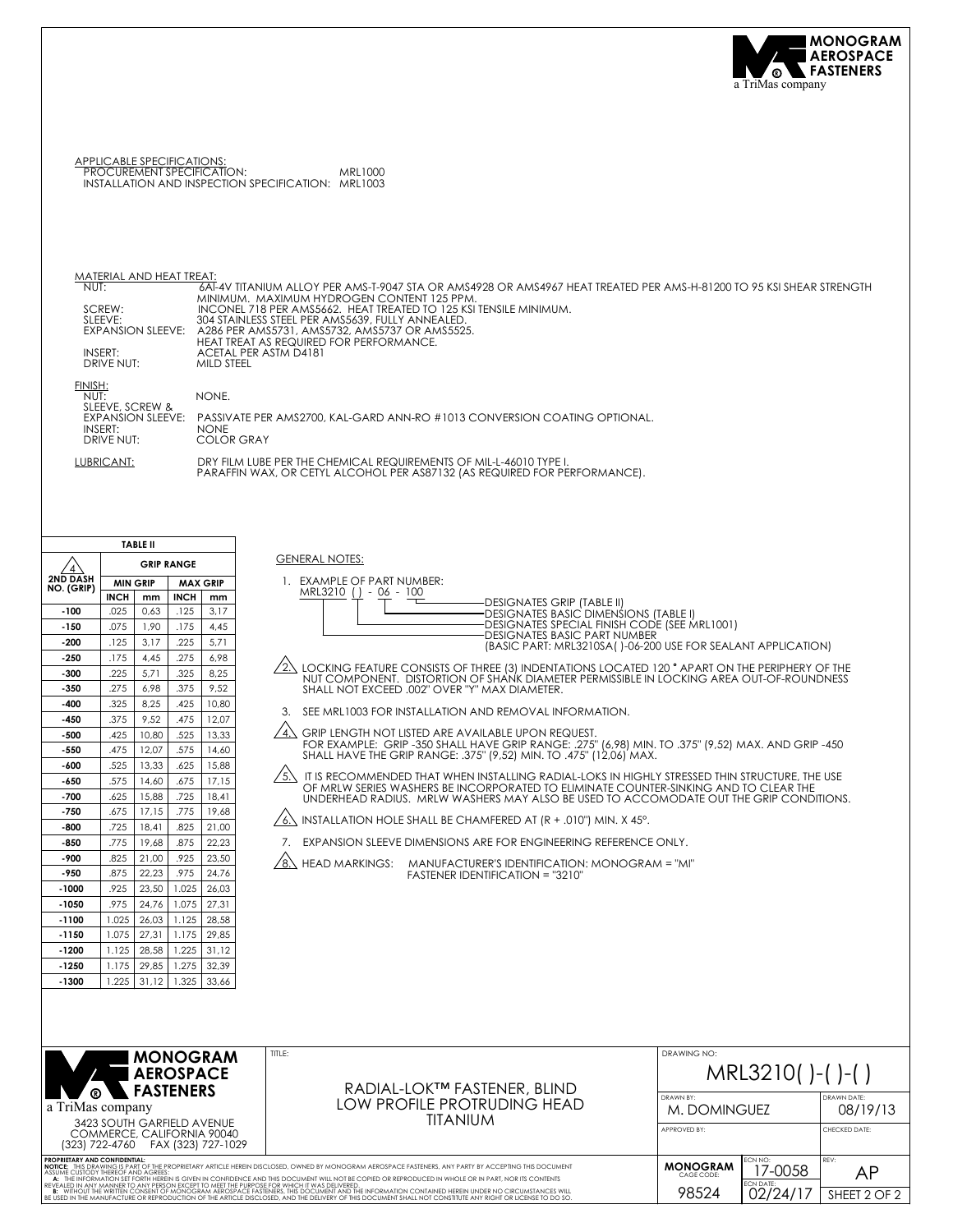MONOGRAM AEROSPACE FASTENERS
a TriMas company

APPLICABLE SPECIFICATIONS:
PROCUREMENT SPECIFICATION: MRL1000
INSTALLATION AND INSPECTION SPECIFICATION: MRL1003

MATERIAL AND HEAT TREAT:

| | |
|---|---|
| NUT: | 6Al-4V TITANIUM ALLOY PER AMS-T-9047 STA OR AMS4928 OR AMS4967 HEAT TREATED PER AMS-H-81200 TO 95 KSI SHEAR STRENGTH MINIMUM. MAXIMUM HYDROGEN CONTENT 125 PPM. |
| SCREW: | INCONEL 718 PER AMS5662. HEAT TREATED TO 125 KSI TENSILE MINIMUM. |
| SLEEVE: | 304 STAINLESS STEEL PER AMS5639, FULLY ANNEALED. |
| EXPANSION SLEEVE: | A286 PER AMS5731, AMS5732, AMS5737 OR AMS5525. HEAT TREAT AS REQUIRED FOR PERFORMANCE. |
| INSERT: | ACETAL PER ASTM D4181 |
| DRIVE NUT: | MILD STEEL |

FINISH:

| | |
|---|---|
| NUT: | NONE. |
| SLEEVE, SCREW & EXPANSION SLEEVE: | PASSIVATE PER AMS2700, KAL-GARD ANN-RO #1013 CONVERSION COATING OPTIONAL. |
| INSERT: | NONE |
| DRIVE NUT: | COLOR GRAY |

LUBRICANT: DRY FILM LUBE PER THE CHEMICAL REQUIREMENTS OF MIL-L-46010 TYPE I. PARAFFIN WAX, OR CETYL ALCOHOL PER AS87132 (AS REQUIRED FOR PERFORMANCE).

**TABLE II**

| 4 2ND DASH NO. (GRIP) | GRIP RANGE | | | |
|---|---|---|---|---|
| | MIN GRIP | | MAX GRIP | |
| | INCH | mm | INCH | mm |
| -100 | .025 | 0,63 | .125 | 3,17 |
| -150 | .075 | 1,90 | .175 | 4,45 |
| -200 | .125 | 3,17 | .225 | 5,71 |
| -250 | .175 | 4,45 | .275 | 6,98 |
| -300 | .225 | 5,71 | .325 | 8,25 |
| -350 | .275 | 6,98 | .375 | 9,52 |
| -400 | .325 | 8,25 | .425 | 10,80 |
| -450 | .375 | 9,52 | .475 | 12,07 |
| -500 | .425 | 10,80 | .525 | 13,33 |
| -550 | .475 | 12,07 | .575 | 14,60 |
| -600 | .525 | 13,33 | .625 | 15,88 |
| -650 | .575 | 14,60 | .675 | 17,15 |
| -700 | .625 | 15,88 | .725 | 18,41 |
| -750 | .675 | 17,15 | .775 | 19,68 |
| -800 | .725 | 18,41 | .825 | 21,00 |
| -850 | .775 | 19,68 | .875 | 22,23 |
| -900 | .825 | 21,00 | .925 | 23,50 |
| -950 | .875 | 22,23 | .975 | 24,76 |
| -1000 | .925 | 23,50 | 1.025 | 26,03 |
| -1050 | .975 | 24,76 | 1.075 | 27,31 |
| -1100 | 1.025 | 26,03 | 1.125 | 28,58 |
| -1150 | 1.075 | 27,31 | 1.175 | 29,85 |
| -1200 | 1.125 | 28,58 | 1.225 | 31,12 |
| -1250 | 1.175 | 29,85 | 1.275 | 32,39 |
| -1300 | 1.225 | 31,12 | 1.325 | 33,66 |

GENERAL NOTES:

1. EXAMPLE OF PART NUMBER:
   MRL3210 ( ) - 06 - 100
   - DESIGNATES GRIP (TABLE II)
   - DESIGNATES BASIC DIMENSIONS (TABLE I)
   - DESIGNATES SPECIAL FINISH CODE (SEE MRL1001)
   - DESIGNATES BASIC PART NUMBER (BASIC PART: MRL3210SA( )-06-200 USE FOR SEALANT APPLICATION)
2. LOCKING FEATURE CONSISTS OF THREE (3) INDENTATIONS LOCATED 120 ° APART ON THE PERIPHERY OF THE NUT COMPONENT. DISTORTION OF SHANK DIAMETER PERMISSIBLE IN LOCKING AREA OUT-OF-ROUNDNESS SHALL NOT EXCEED .002" OVER "Y" MAX DIAMETER.
3. SEE MRL1003 FOR INSTALLATION AND REMOVAL INFORMATION.
4. GRIP LENGTH NOT LISTED ARE AVAILABLE UPON REQUEST. FOR EXAMPLE: GRIP -350 SHALL HAVE GRIP RANGE: .275" (6,98) MIN. TO .375" (9,52) MAX. AND GRIP -450 SHALL HAVE THE GRIP RANGE: .375" (9,52) MIN. TO .475" (12,06) MAX.
5. IT IS RECOMMENDED THAT WHEN INSTALLING RADIAL-LOKS IN HIGHLY STRESSED THIN STRUCTURE, THE USE OF MRLW SERIES WASHERS BE INCORPORATED TO ELIMINATE COUNTER-SINKING AND TO CLEAR THE UNDERHEAD RADIUS. MRLW WASHERS MAY ALSO BE USED TO ACCOMODATE OUT THE GRIP CONDITIONS.
6. INSTALLATION HOLE SHALL BE CHAMFERED AT (R + .010") MIN. X 45°.
7. EXPANSION SLEEVE DIMENSIONS ARE FOR ENGINEERING REFERENCE ONLY.
8. HEAD MARKINGS: MANUFACTURER'S IDENTIFICATION: MONOGRAM = "MI" FASTENER IDENTIFICATION = "3210"

MONOGRAM AEROSPACE FASTENERS
a TriMas company
3423 SOUTH GARFIELD AVENUE
COMMERCE, CALIFORNIA 90040
(323) 722-4760 FAX (323) 727-1029

TITLE: RADIAL-LOK™ FASTENER, BLIND LOW PROFILE PROTRUDING HEAD TITANIUM

DRAWING NO: MRL3210( )-( )-( )

DRAWN BY: M. DOMINGUEZ DRAWN DATE: 08/19/13

APPROVED BY: CHECKED DATE:

MONOGRAM CAGE CODE: 98524 ECN NO: 17-0058 ECN DATE: 02/24/17 REV: AP

PROPRIETARY AND CONFIDENTIAL:
NOTICE: THIS DRAWING IS PART OF THE PROPRIETARY ARTICLE HEREIN DISCLOSED, OWNED BY MONOGRAM AEROSPACE FASTENERS, ANY PARTY BY ACCEPTING THIS DOCUMENT ASSUME CUSTODY THEREOF AND AGREES:
A: THE INFORMATION SET FORTH HEREIN IS GIVEN IN CONFIDENCE AND THIS DOCUMENT WILL NOT BE COPIED OR REPRODUCED IN WHOLE OR IN PART, NOR ITS CONTENTS REVEALED IN ANY MANNER TO ANY PERSON EXCEPT TO MEET THE PURPOSE FOR WHICH IT WAS DELIVERED.
B: WITHOUT THE WRITTEN CONSENT OF MONOGRAM AEROSPACE FASTENERS, THIS DOCUMENT AND THE INFORMATION CONTAINED HEREIN UNDER NO CIRCUMSTANCES WILL BE USED IN THE MANUFACTURE OR REPRODUCTION OF THE ARTICLE DISCLOSED, AND THE DELIVERY OF THIS DOCUMENT SHALL NOT CONSTITUTE ANY RIGHT OR LICENSE TO DO SO.